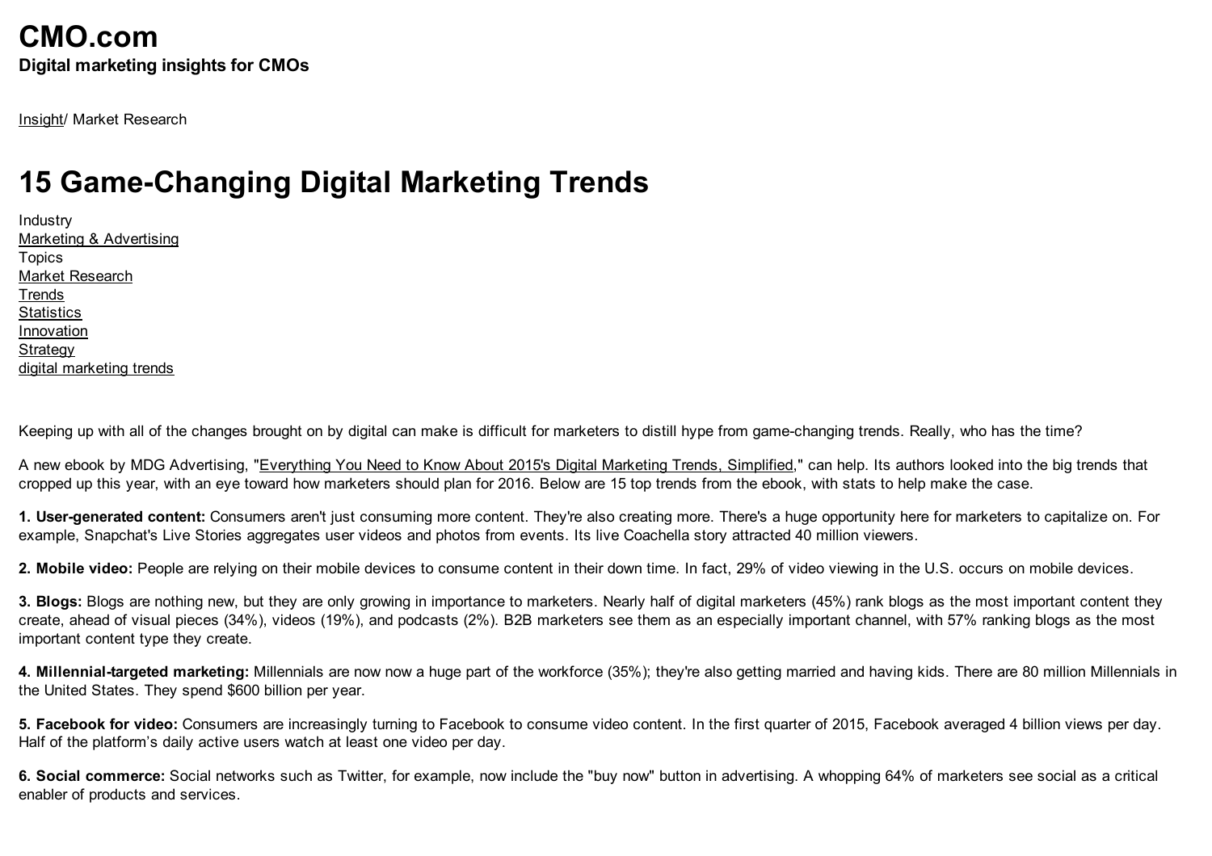# CMO.com

**Digital marketing insights for CMOs**

Insight/ Market Research

# 15 Game-Changing Digital Marketing Trends

Industry
Marketing & Advertising
Topics
Market Research
Trends
Statistics
Innovation
Strategy
digital marketing trends

Keeping up with all of the changes brought on by digital can make is difficult for marketers to distill hype from game-changing trends. Really, who has the time?

A new ebook by MDG Advertising, "Everything You Need to Know About 2015's Digital Marketing Trends, Simplified," can help. Its authors looked into the big trends that cropped up this year, with an eye toward how marketers should plan for 2016. Below are 15 top trends from the ebook, with stats to help make the case.

**1. User-generated content:** Consumers aren't just consuming more content. They're also creating more. There's a huge opportunity here for marketers to capitalize on. For example, Snapchat's Live Stories aggregates user videos and photos from events. Its live Coachella story attracted 40 million viewers.

**2. Mobile video:** People are relying on their mobile devices to consume content in their down time. In fact, 29% of video viewing in the U.S. occurs on mobile devices.

**3. Blogs:** Blogs are nothing new, but they are only growing in importance to marketers. Nearly half of digital marketers (45%) rank blogs as the most important content they create, ahead of visual pieces (34%), videos (19%), and podcasts (2%). B2B marketers see them as an especially important channel, with 57% ranking blogs as the most important content type they create.

**4. Millennial-targeted marketing:** Millennials are now now a huge part of the workforce (35%); they're also getting married and having kids. There are 80 million Millennials in the United States. They spend $600 billion per year.

**5. Facebook for video:** Consumers are increasingly turning to Facebook to consume video content. In the first quarter of 2015, Facebook averaged 4 billion views per day. Half of the platform's daily active users watch at least one video per day.

**6. Social commerce:** Social networks such as Twitter, for example, now include the "buy now" button in advertising. A whopping 64% of marketers see social as a critical enabler of products and services.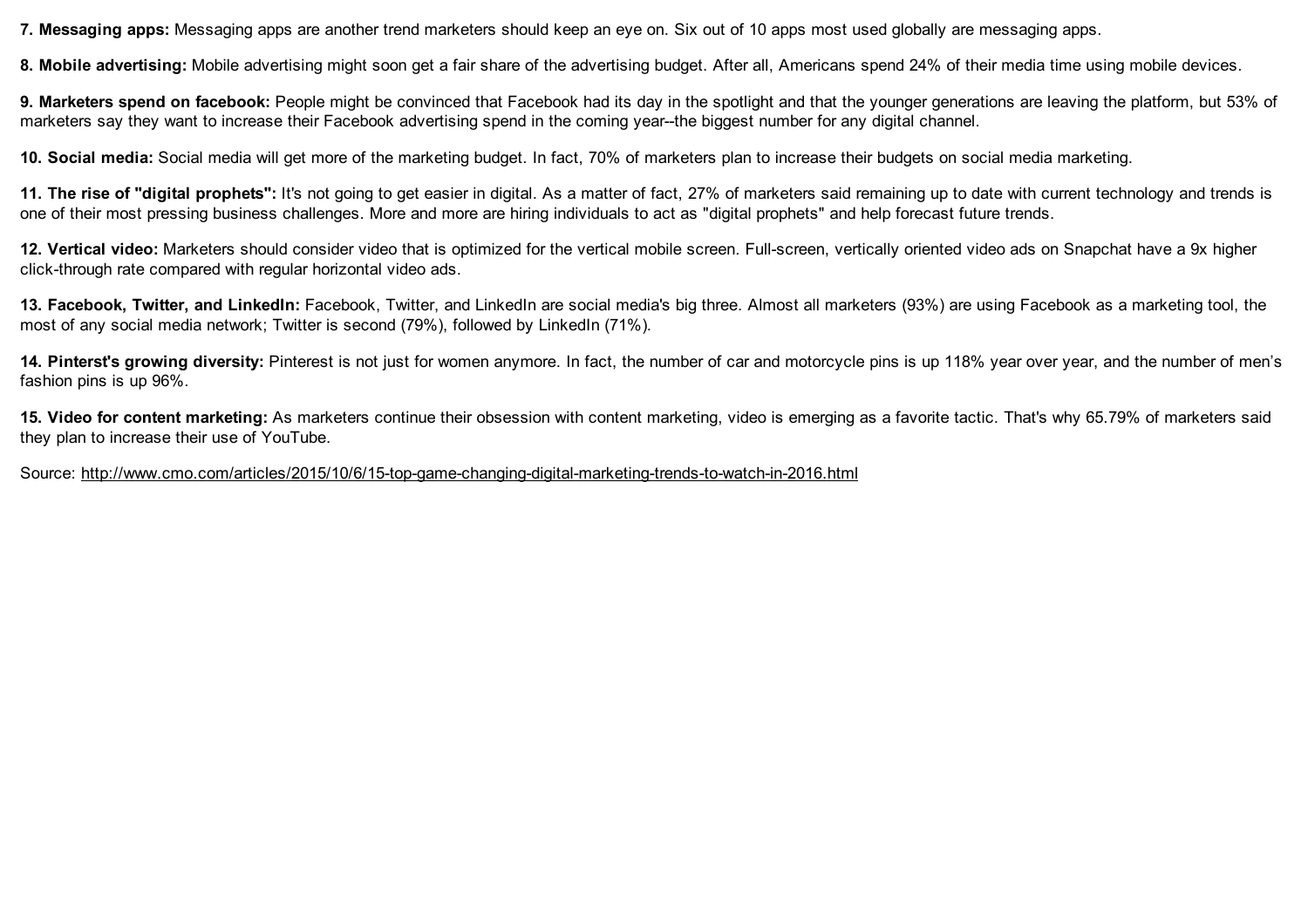**7. Messaging apps:** Messaging apps are another trend marketers should keep an eye on. Six out of 10 apps most used globally are messaging apps.

**8. Mobile advertising:** Mobile advertising might soon get a fair share of the advertising budget. After all, Americans spend 24% of their media time using mobile devices.

**9. Marketers spend on facebook:** People might be convinced that Facebook had its day in the spotlight and that the younger generations are leaving the platform, but 53% of marketers say they want to increase their Facebook advertising spend in the coming year--the biggest number for any digital channel.

**10. Social media:** Social media will get more of the marketing budget. In fact, 70% of marketers plan to increase their budgets on social media marketing.

**11. The rise of "digital prophets":** It's not going to get easier in digital. As a matter of fact, 27% of marketers said remaining up to date with current technology and trends is one of their most pressing business challenges. More and more are hiring individuals to act as "digital prophets" and help forecast future trends.

**12. Vertical video:** Marketers should consider video that is optimized for the vertical mobile screen. Full-screen, vertically oriented video ads on Snapchat have a 9x higher click-through rate compared with regular horizontal video ads.

**13. Facebook, Twitter, and LinkedIn:** Facebook, Twitter, and LinkedIn are social media's big three. Almost all marketers (93%) are using Facebook as a marketing tool, the most of any social media network; Twitter is second (79%), followed by LinkedIn (71%).

**14. Pinterst's growing diversity:** Pinterest is not just for women anymore. In fact, the number of car and motorcycle pins is up 118% year over year, and the number of men's fashion pins is up 96%.

**15. Video for content marketing:** As marketers continue their obsession with content marketing, video is emerging as a favorite tactic. That's why 65.79% of marketers said they plan to increase their use of YouTube.

Source: http://www.cmo.com/articles/2015/10/6/15-top-game-changing-digital-marketing-trends-to-watch-in-2016.html